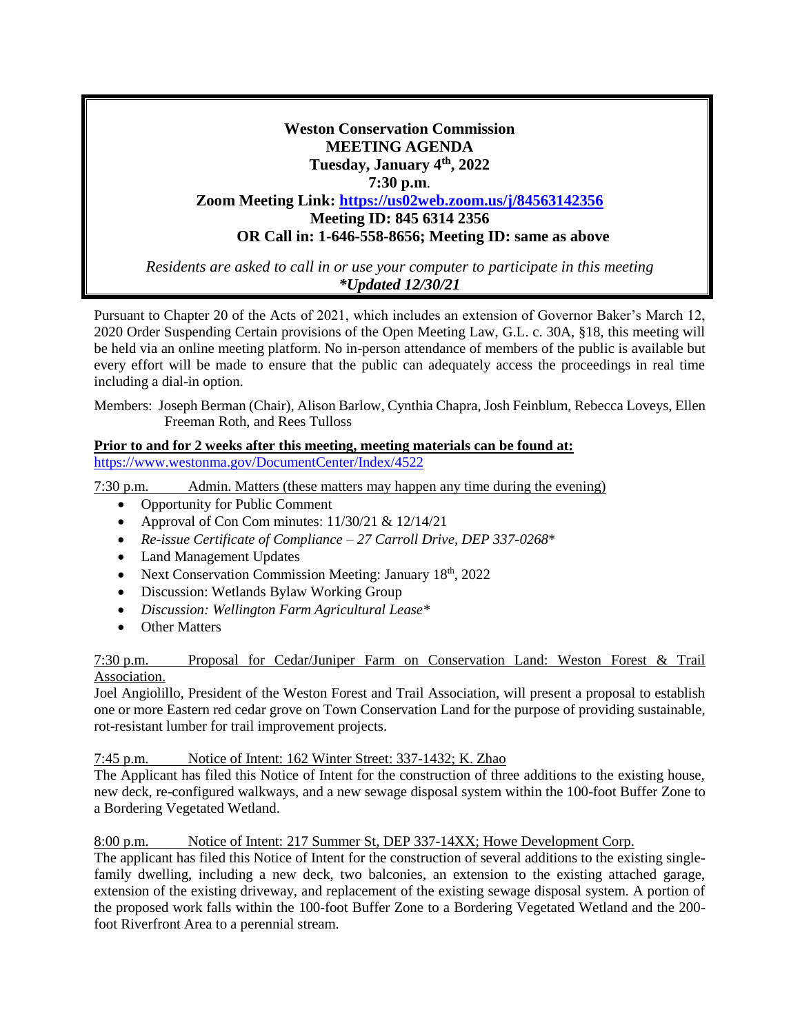# Weston Conservation Commission
## MEETING AGENDA
**Tuesday, January 4th, 2022**
**7:30 p.m.**
**Zoom Meeting Link: [https://us02web.zoom.us/j/84563142356](https://us02web.zoom.us/j/84563142356)**
**Meeting ID: 845 6314 2356**
**OR Call in: 1-646-558-8656; Meeting ID: same as above**

*Residents are asked to call in or use your computer to participate in this meeting*
***Updated 12/30/21***

Pursuant to Chapter 20 of the Acts of 2021, which includes an extension of Governor Baker's March 12, 2020 Order Suspending Certain provisions of the Open Meeting Law, G.L. c. 30A, §18, this meeting will be held via an online meeting platform. No in-person attendance of members of the public is available but every effort will be made to ensure that the public can adequately access the proceedings in real time including a dial-in option.

Members: Joseph Berman (Chair), Alison Barlow, Cynthia Chapra, Josh Feinblum, Rebecca Loveys, Ellen Freeman Roth, and Rees Tulloss

**Prior to and for 2 weeks after this meeting, meeting materials can be found at:**
https://www.westonma.gov/DocumentCenter/Index/4522

7:30 p.m. Admin. Matters (these matters may happen any time during the evening)

- Opportunity for Public Comment
- Approval of Con Com minutes: 11/30/21 & 12/14/21
- *Re-issue Certificate of Compliance – 27 Carroll Drive, DEP 337-0268**
- Land Management Updates
- Next Conservation Commission Meeting: January 18th, 2022
- Discussion: Wetlands Bylaw Working Group
- *Discussion: Wellington Farm Agricultural Lease**
- Other Matters

7:30 p.m. Proposal for Cedar/Juniper Farm on Conservation Land: Weston Forest & Trail Association.

Joel Angiolillo, President of the Weston Forest and Trail Association, will present a proposal to establish one or more Eastern red cedar grove on Town Conservation Land for the purpose of providing sustainable, rot-resistant lumber for trail improvement projects.

7:45 p.m. Notice of Intent: 162 Winter Street: 337-1432; K. Zhao

The Applicant has filed this Notice of Intent for the construction of three additions to the existing house, new deck, re-configured walkways, and a new sewage disposal system within the 100-foot Buffer Zone to a Bordering Vegetated Wetland.

8:00 p.m. Notice of Intent: 217 Summer St, DEP 337-14XX; Howe Development Corp.

The applicant has filed this Notice of Intent for the construction of several additions to the existing single-family dwelling, including a new deck, two balconies, an extension to the existing attached garage, extension of the existing driveway, and replacement of the existing sewage disposal system. A portion of the proposed work falls within the 100-foot Buffer Zone to a Bordering Vegetated Wetland and the 200-foot Riverfront Area to a perennial stream.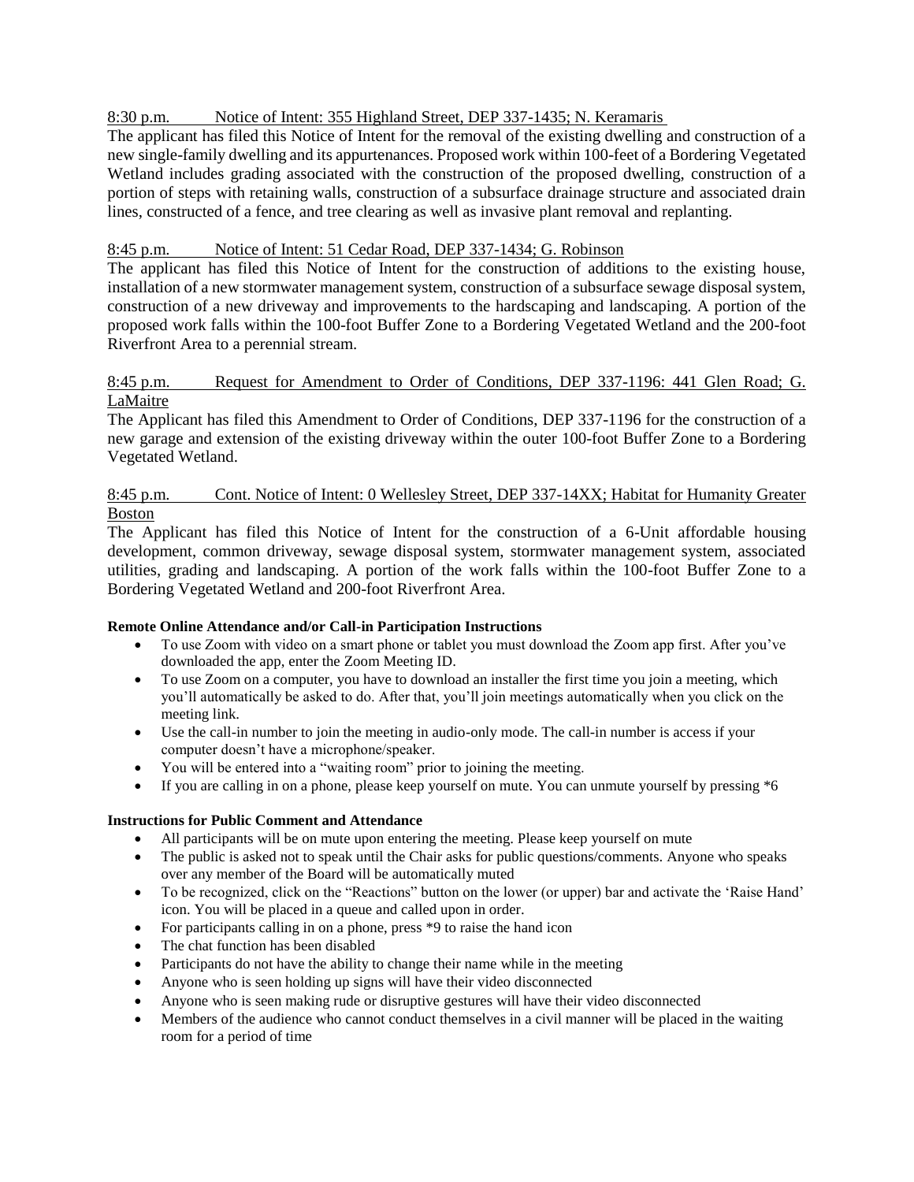8:30 p.m. Notice of Intent: 355 Highland Street, DEP 337-1435; N. Keramaris

The applicant has filed this Notice of Intent for the removal of the existing dwelling and construction of a new single-family dwelling and its appurtenances. Proposed work within 100-feet of a Bordering Vegetated Wetland includes grading associated with the construction of the proposed dwelling, construction of a portion of steps with retaining walls, construction of a subsurface drainage structure and associated drain lines, constructed of a fence, and tree clearing as well as invasive plant removal and replanting.

8:45 p.m. Notice of Intent: 51 Cedar Road, DEP 337-1434; G. Robinson

The applicant has filed this Notice of Intent for the construction of additions to the existing house, installation of a new stormwater management system, construction of a subsurface sewage disposal system, construction of a new driveway and improvements to the hardscaping and landscaping. A portion of the proposed work falls within the 100-foot Buffer Zone to a Bordering Vegetated Wetland and the 200-foot Riverfront Area to a perennial stream.

8:45 p.m. Request for Amendment to Order of Conditions, DEP 337-1196: 441 Glen Road; G. LaMaitre

The Applicant has filed this Amendment to Order of Conditions, DEP 337-1196 for the construction of a new garage and extension of the existing driveway within the outer 100-foot Buffer Zone to a Bordering Vegetated Wetland.

8:45 p.m. Cont. Notice of Intent: 0 Wellesley Street, DEP 337-14XX; Habitat for Humanity Greater Boston

The Applicant has filed this Notice of Intent for the construction of a 6-Unit affordable housing development, common driveway, sewage disposal system, stormwater management system, associated utilities, grading and landscaping. A portion of the work falls within the 100-foot Buffer Zone to a Bordering Vegetated Wetland and 200-foot Riverfront Area.

**Remote Online Attendance and/or Call-in Participation Instructions**

- To use Zoom with video on a smart phone or tablet you must download the Zoom app first. After you've downloaded the app, enter the Zoom Meeting ID.
- To use Zoom on a computer, you have to download an installer the first time you join a meeting, which you'll automatically be asked to do. After that, you'll join meetings automatically when you click on the meeting link.
- Use the call-in number to join the meeting in audio-only mode. The call-in number is access if your computer doesn't have a microphone/speaker.
- You will be entered into a "waiting room" prior to joining the meeting.
- If you are calling in on a phone, please keep yourself on mute. You can unmute yourself by pressing *6

**Instructions for Public Comment and Attendance**

- All participants will be on mute upon entering the meeting. Please keep yourself on mute
- The public is asked not to speak until the Chair asks for public questions/comments. Anyone who speaks over any member of the Board will be automatically muted
- To be recognized, click on the "Reactions" button on the lower (or upper) bar and activate the 'Raise Hand' icon. You will be placed in a queue and called upon in order.
- For participants calling in on a phone, press *9 to raise the hand icon
- The chat function has been disabled
- Participants do not have the ability to change their name while in the meeting
- Anyone who is seen holding up signs will have their video disconnected
- Anyone who is seen making rude or disruptive gestures will have their video disconnected
- Members of the audience who cannot conduct themselves in a civil manner will be placed in the waiting room for a period of time